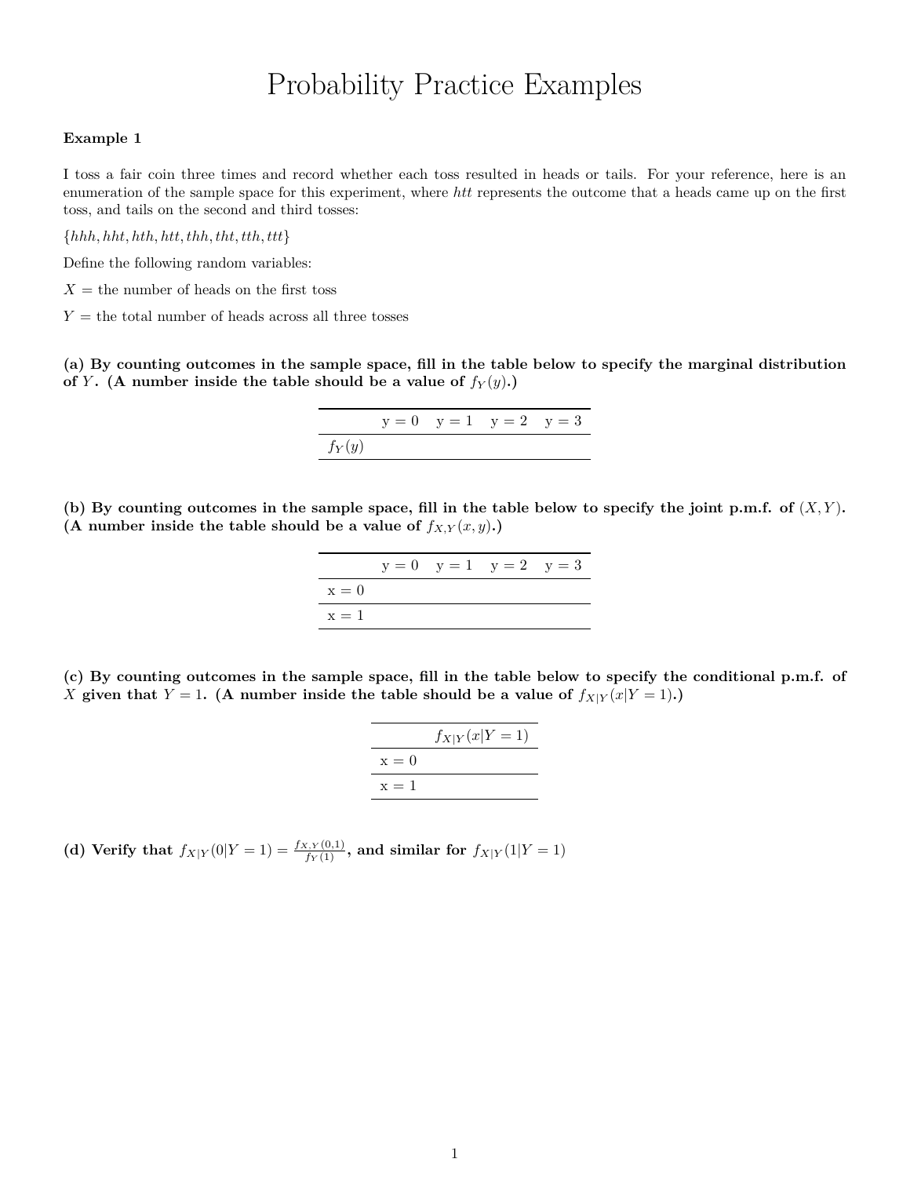# Probability Practice Examples

**Example 1**

I toss a fair coin three times and record whether each toss resulted in heads or tails. For your reference, here is an enumeration of the sample space for this experiment, where $htt$ represents the outcome that a heads came up on the first toss, and tails on the second and third tosses:

$\{hhh, hht, hth, htt, thh, tht, tth, ttt\}$

Define the following random variables:

$X$ = the number of heads on the first toss

$Y$ = the total number of heads across all three tosses

**(a) By counting outcomes in the sample space, fill in the table below to specify the marginal distribution of $Y$. (A number inside the table should be a value of $f_Y(y)$.)**

| | y = 0 | y = 1 | y = 2 | y = 3 |
|---|---|---|---|---|
| $f_Y(y)$ | | | | |

**(b) By counting outcomes in the sample space, fill in the table below to specify the joint p.m.f. of $(X, Y)$. (A number inside the table should be a value of $f_{X,Y}(x, y)$.)**

| | y = 0 | y = 1 | y = 2 | y = 3 |
|---|---|---|---|---|
| x = 0 | | | | |
| x = 1 | | | | |

**(c) By counting outcomes in the sample space, fill in the table below to specify the conditional p.m.f. of $X$ given that $Y = 1$. (A number inside the table should be a value of $f_{X|Y}(x|Y = 1)$.)**

| | $f_{X\|Y}(x\|Y = 1)$ |
|---|---|
| x = 0 | |
| x = 1 | |

**(d) Verify that $f_{X|Y}(0|Y = 1) = \frac{f_{X,Y}(0,1)}{f_Y(1)}$, and similar for $f_{X|Y}(1|Y = 1)$**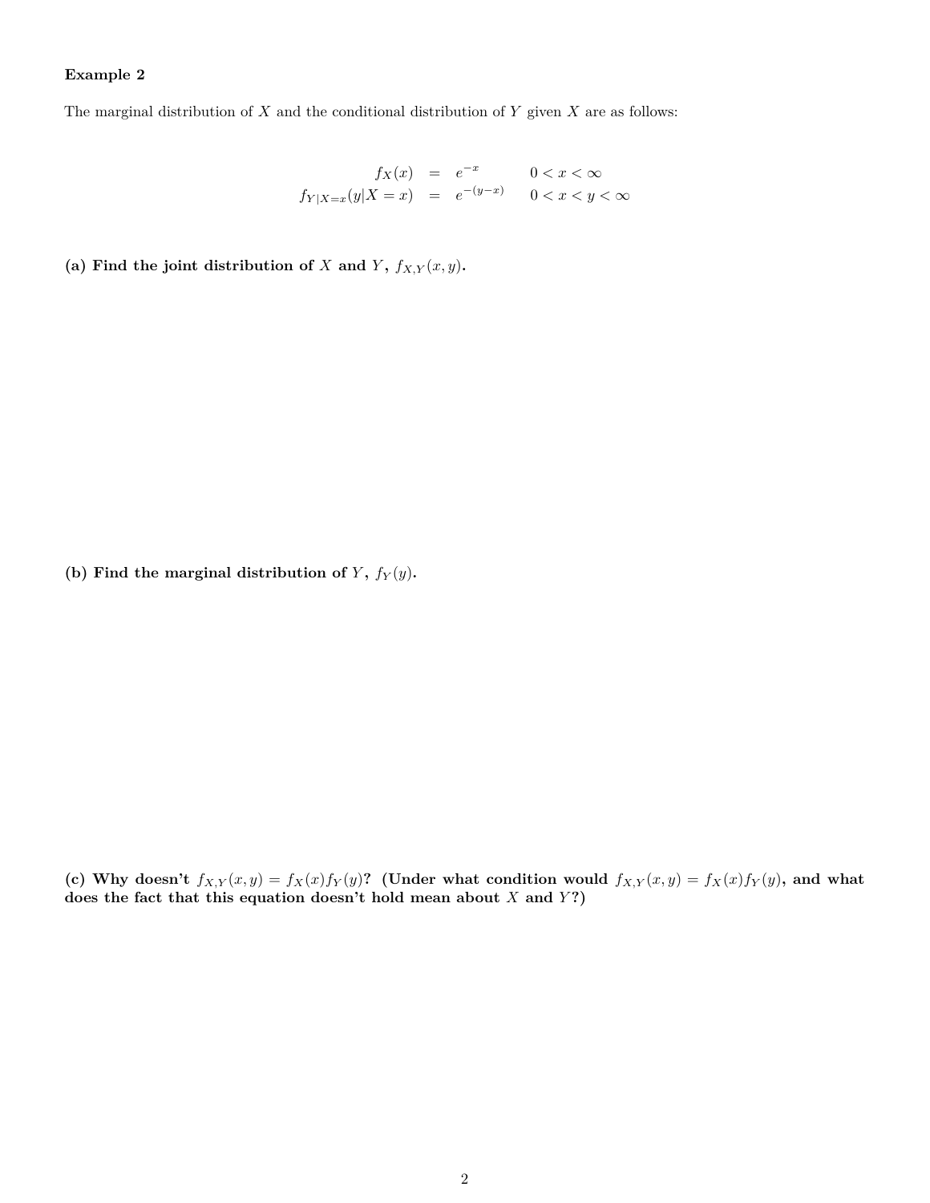**Example 2**

The marginal distribution of $X$ and the conditional distribution of $Y$ given $X$ are as follows:

$$
\begin{aligned}
f_X(x) &= e^{-x} & 0 < x < \infty \\
f_{Y|X=x}(y|X=x) &= e^{-(y-x)} & 0 < x < y < \infty
\end{aligned}
$$

**(a) Find the joint distribution of $X$ and $Y$, $f_{X,Y}(x,y)$.**

**(b) Find the marginal distribution of $Y$, $f_Y(y)$.**

**(c) Why doesn't $f_{X,Y}(x,y) = f_X(x)f_Y(y)$? (Under what condition would $f_{X,Y}(x,y) = f_X(x)f_Y(y)$, and what does the fact that this equation doesn't hold mean about $X$ and $Y$?)**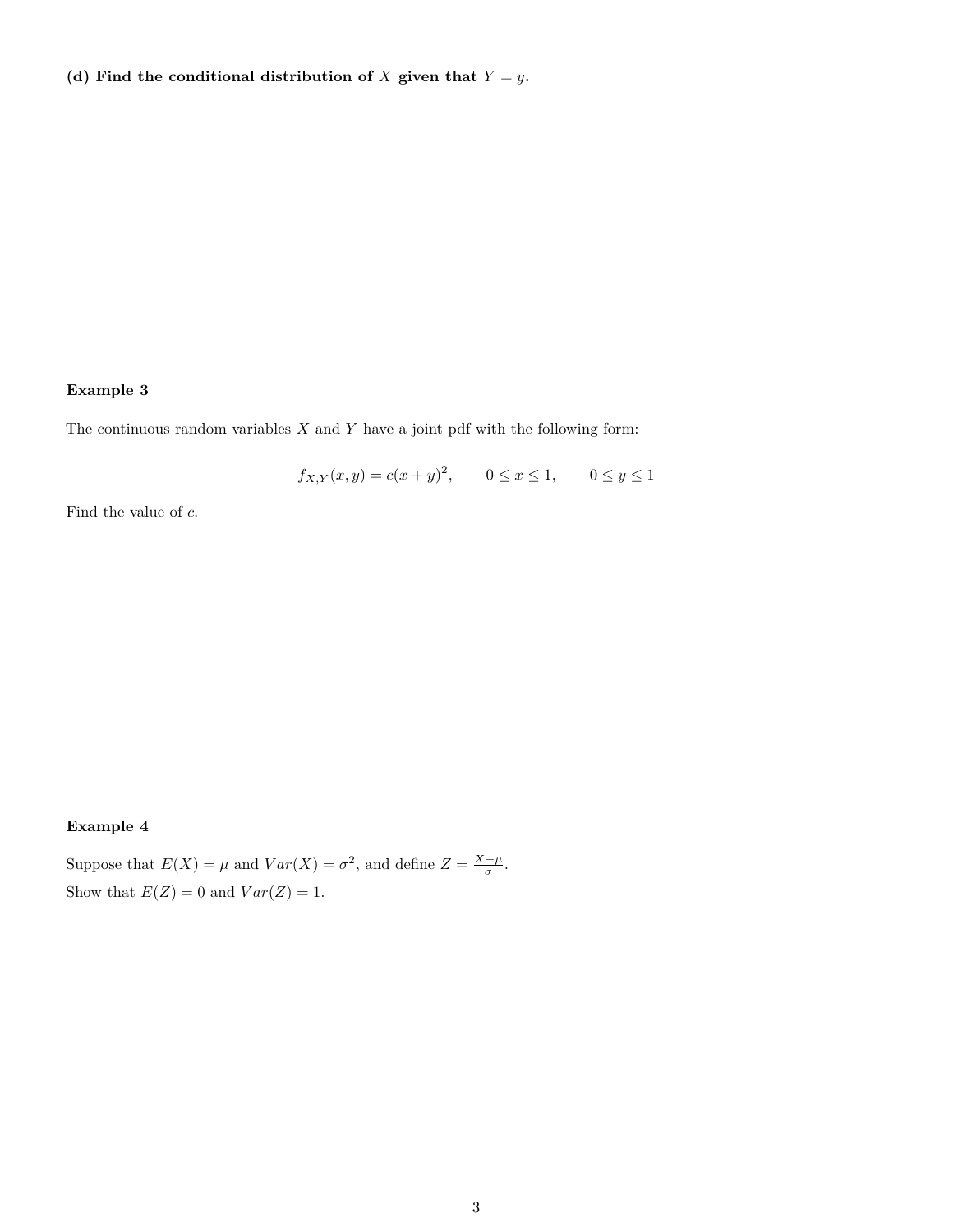**(d) Find the conditional distribution of $X$ given that $Y = y$.**

### Example 3

The continuous random variables $X$ and $Y$ have a joint pdf with the following form:

$$f_{X,Y}(x,y) = c(x+y)^2, \qquad 0 \leq x \leq 1, \qquad 0 \leq y \leq 1$$

Find the value of $c$.

### Example 4

Suppose that $E(X) = \mu$ and $Var(X) = \sigma^2$, and define $Z = \frac{X-\mu}{\sigma}$.

Show that $E(Z) = 0$ and $Var(Z) = 1$.